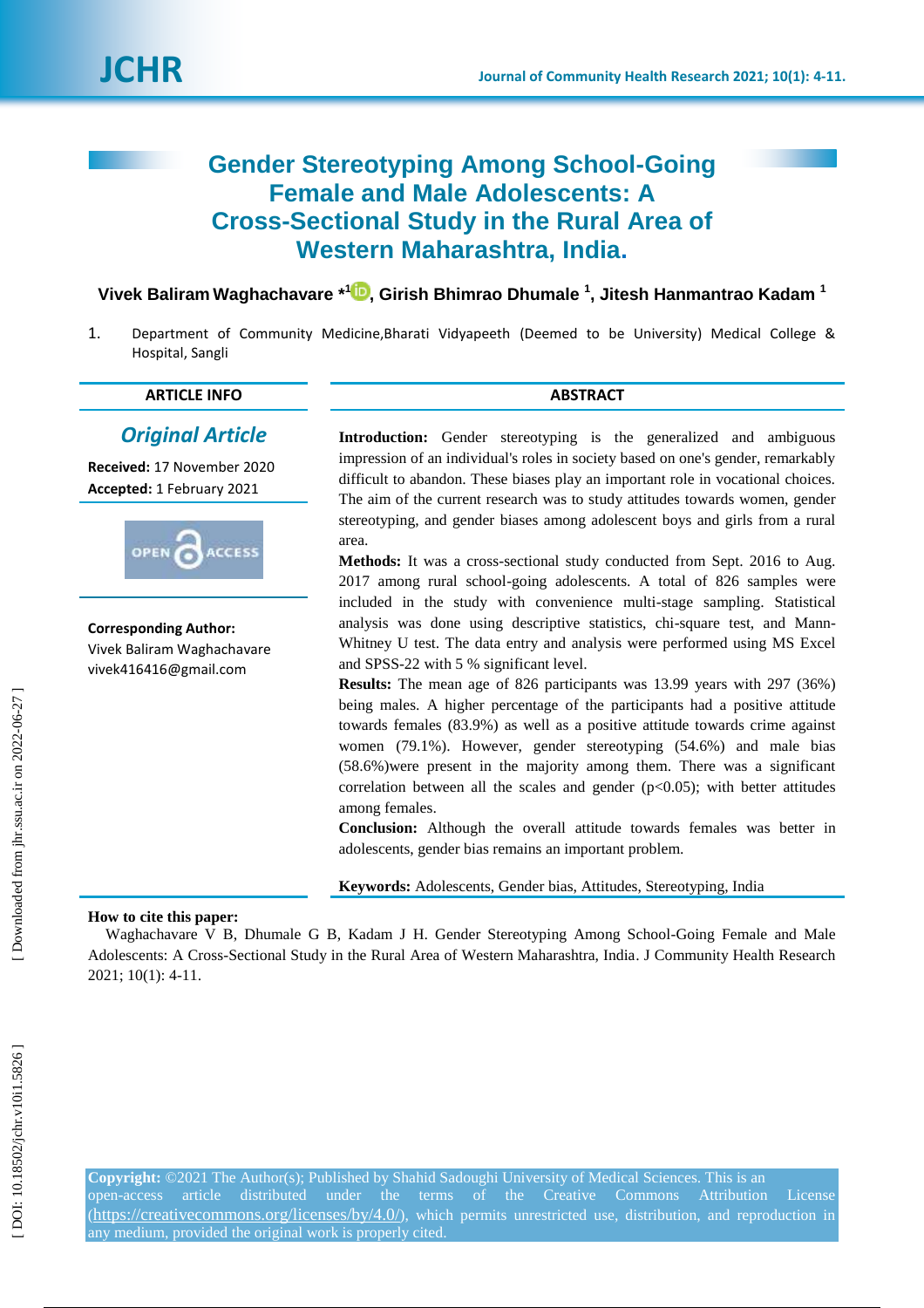# Gender Stereotyping Among School-Going Female and Male Adolescents: A Cross-Sectional Study in the Rural Area of Western Maharashtra, India.

**Vivek Baliram Waghachavare *[1], Girish Bhimrao Dhumale [1], Jitesh Hanmantrao Kadam [1]**

1. Department of Community Medicine,Bharati Vidyapeeth (Deemed to be University) Medical College & Hospital, Sangli

## ARTICLE INFO

***Original Article***

**Received:** 17 November 2020

**Accepted:** 1 February 2021

**Corresponding Author:**
Vivek Baliram Waghachavare
vivek416416@gmail.com

## ABSTRACT

**Introduction:** Gender stereotyping is the generalized and ambiguous impression of an individual's roles in society based on one's gender, remarkably difficult to abandon. These biases play an important role in vocational choices. The aim of the current research was to study attitudes towards women, gender stereotyping, and gender biases among adolescent boys and girls from a rural area.

**Methods:** It was a cross-sectional study conducted from Sept. 2016 to Aug. 2017 among rural school-going adolescents. A total of 826 samples were included in the study with convenience multi-stage sampling. Statistical analysis was done using descriptive statistics, chi-square test, and Mann-Whitney U test. The data entry and analysis were performed using MS Excel and SPSS-22 with 5 % significant level.

**Results:** The mean age of 826 participants was 13.99 years with 297 (36%) being males. A higher percentage of the participants had a positive attitude towards females (83.9%) as well as a positive attitude towards crime against women (79.1%). However, gender stereotyping (54.6%) and male bias (58.6%)were present in the majority among them. There was a significant correlation between all the scales and gender ($p<0.05$); with better attitudes among females.

**Conclusion:** Although the overall attitude towards females was better in adolescents, gender bias remains an important problem.

**Keywords:** Adolescents, Gender bias, Attitudes, Stereotyping, India

**How to cite this paper:**
Waghachavare V B, Dhumale G B, Kadam J H. Gender Stereotyping Among School-Going Female and Male Adolescents: A Cross-Sectional Study in the Rural Area of Western Maharashtra, India. J Community Health Research 2021; 10(1): 4-11.

**Copyright:** ©2021 The Author(s); Published by Shahid Sadoughi University of Medical Sciences. This is an open-access article distributed under the terms of the Creative Commons Attribution License (https://creativecommons.org/licenses/by/4.0/), which permits unrestricted use, distribution, and reproduction in any medium, provided the original work is properly cited.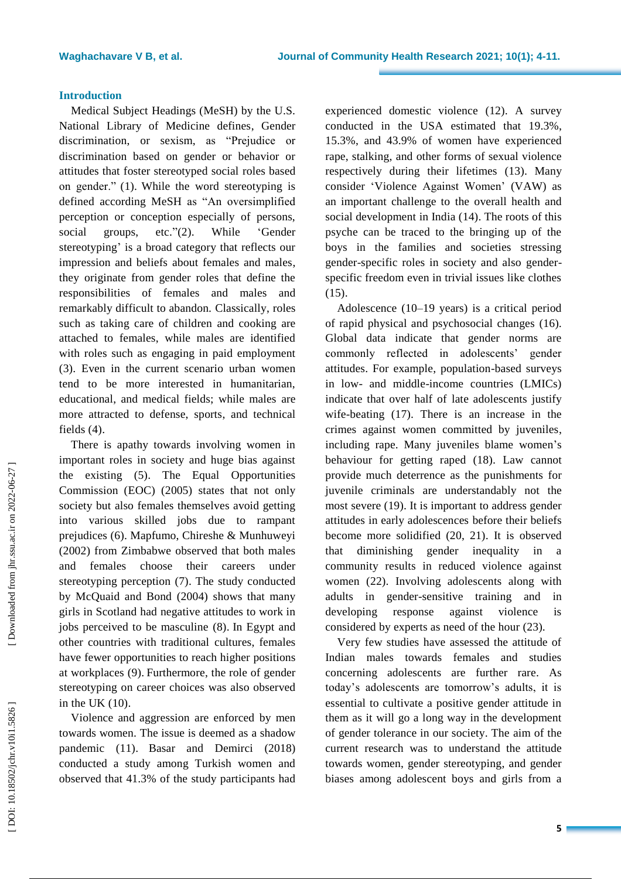## Introduction

Medical Subject Headings (MeSH) by the U.S. National Library of Medicine defines, Gender discrimination, or sexism, as "Prejudice or discrimination based on gender or behavior or attitudes that foster stereotyped social roles based on gender." (1). While the word stereotyping is defined according MeSH as "An oversimplified perception or conception especially of persons, social groups, etc."(2). While 'Gender stereotyping' is a broad category that reflects our impression and beliefs about females and males, they originate from gender roles that define the responsibilities of females and males and remarkably difficult to abandon. Classically, roles such as taking care of children and cooking are attached to females, while males are identified with roles such as engaging in paid employment (3). Even in the current scenario urban women tend to be more interested in humanitarian, educational, and medical fields; while males are more attracted to defense, sports, and technical fields (4).

There is apathy towards involving women in important roles in society and huge bias against the existing (5). The Equal Opportunities Commission (EOC) (2005) states that not only society but also females themselves avoid getting into various skilled jobs due to rampant prejudices (6). Mapfumo, Chireshe & Munhuweyi (2002) from Zimbabwe observed that both males and females choose their careers under stereotyping perception (7). The study conducted by McQuaid and Bond (2004) shows that many girls in Scotland had negative attitudes to work in jobs perceived to be masculine (8). In Egypt and other countries with traditional cultures, females have fewer opportunities to reach higher positions at workplaces (9). Furthermore, the role of gender stereotyping on career choices was also observed in the UK (10).

Violence and aggression are enforced by men towards women. The issue is deemed as a shadow pandemic (11). Basar and Demirci (2018) conducted a study among Turkish women and observed that 41.3% of the study participants had experienced domestic violence (12). A survey conducted in the USA estimated that 19.3%, 15.3%, and 43.9% of women have experienced rape, stalking, and other forms of sexual violence respectively during their lifetimes (13). Many consider 'Violence Against Women' (VAW) as an important challenge to the overall health and social development in India (14). The roots of this psyche can be traced to the bringing up of the boys in the families and societies stressing gender-specific roles in society and also gender-specific freedom even in trivial issues like clothes (15).

Adolescence (10–19 years) is a critical period of rapid physical and psychosocial changes (16). Global data indicate that gender norms are commonly reflected in adolescents' gender attitudes. For example, population-based surveys in low- and middle-income countries (LMICs) indicate that over half of late adolescents justify wife-beating (17). There is an increase in the crimes against women committed by juveniles, including rape. Many juveniles blame women's behaviour for getting raped (18). Law cannot provide much deterrence as the punishments for juvenile criminals are understandably not the most severe (19). It is important to address gender attitudes in early adolescences before their beliefs become more solidified (20, 21). It is observed that diminishing gender inequality in a community results in reduced violence against women (22). Involving adolescents along with adults in gender-sensitive training and in developing response against violence is considered by experts as need of the hour (23).

Very few studies have assessed the attitude of Indian males towards females and studies concerning adolescents are further rare. As today's adolescents are tomorrow's adults, it is essential to cultivate a positive gender attitude in them as it will go a long way in the development of gender tolerance in our society. The aim of the current research was to understand the attitude towards women, gender stereotyping, and gender biases among adolescent boys and girls from a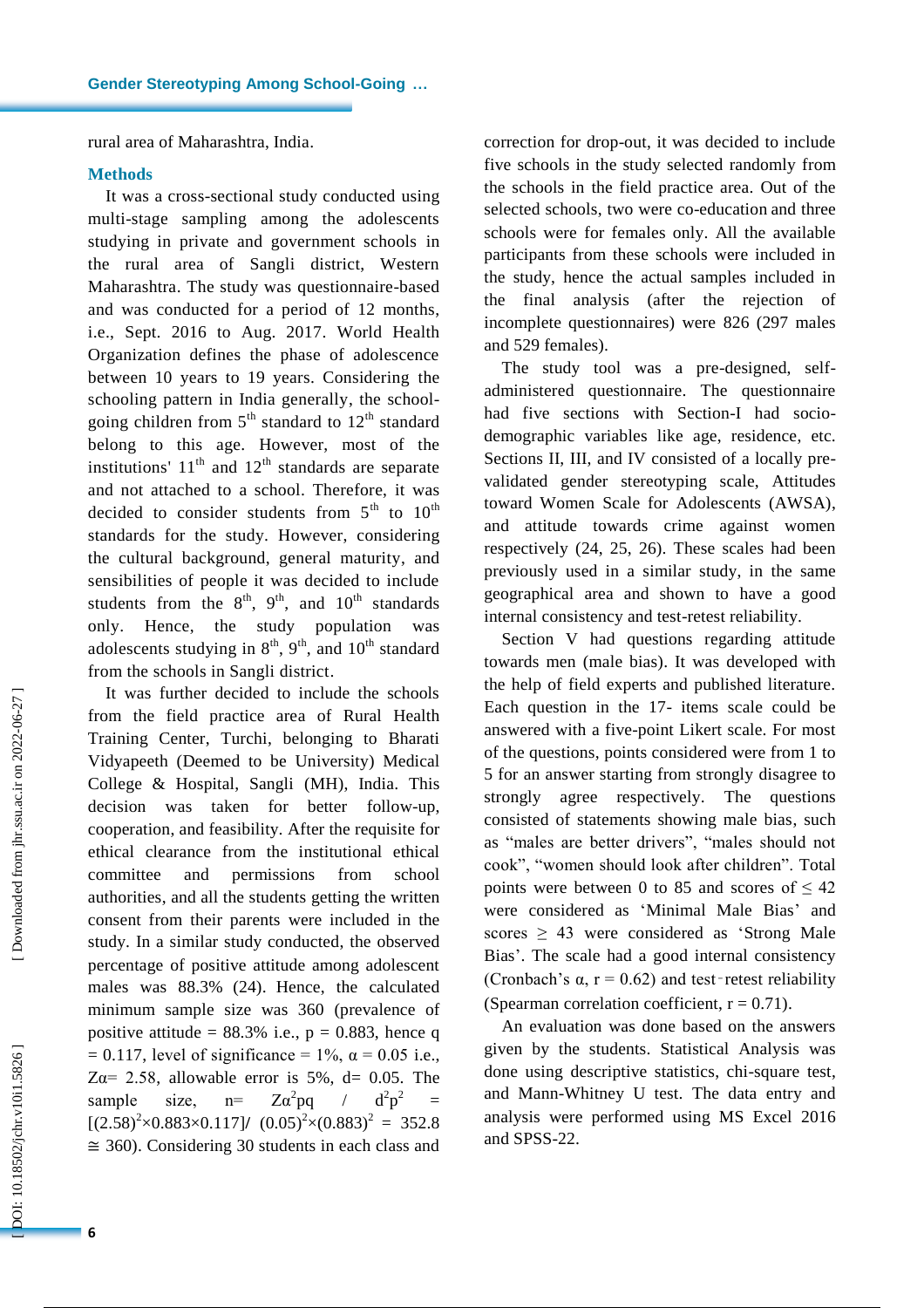rural area of Maharashtra, India.

## Methods

It was a cross-sectional study conducted using multi-stage sampling among the adolescents studying in private and government schools in the rural area of Sangli district, Western Maharashtra. The study was questionnaire-based and was conducted for a period of 12 months, i.e., Sept. 2016 to Aug. 2017. World Health Organization defines the phase of adolescence between 10 years to 19 years. Considering the schooling pattern in India generally, the school-going children from 5th standard to 12th standard belong to this age. However, most of the institutions' 11th and 12th standards are separate and not attached to a school. Therefore, it was decided to consider students from 5th to 10th standards for the study. However, considering the cultural background, general maturity, and sensibilities of people it was decided to include students from the 8th, 9th, and 10th standards only. Hence, the study population was adolescents studying in 8th, 9th, and 10th standard from the schools in Sangli district.

It was further decided to include the schools from the field practice area of Rural Health Training Center, Turchi, belonging to Bharati Vidyapeeth (Deemed to be University) Medical College & Hospital, Sangli (MH), India. This decision was taken for better follow-up, cooperation, and feasibility. After the requisite for ethical clearance from the institutional ethical committee and permissions from school authorities, and all the students getting the written consent from their parents were included in the study. In a similar study conducted, the observed percentage of positive attitude among adolescent males was 88.3% (24). Hence, the calculated minimum sample size was 360 (prevalence of positive attitude = 88.3% i.e., p = 0.883, hence q = 0.117, level of significance = 1%, $\alpha = 0.05$ i.e., $Z\alpha = 2.58$, allowable error is 5%, d= 0.05. The sample size, $n = Z\alpha^2 pq \,/\, d^2p^2 = [(2.58)^2 \times 0.883 \times 0.117] / (0.05)^2 \times (0.883)^2 = 352.8 \cong 360$). Considering 30 students in each class and correction for drop-out, it was decided to include five schools in the study selected randomly from the schools in the field practice area. Out of the selected schools, two were co-education and three schools were for females only. All the available participants from these schools were included in the study, hence the actual samples included in the final analysis (after the rejection of incomplete questionnaires) were 826 (297 males and 529 females).

The study tool was a pre-designed, self-administered questionnaire. The questionnaire had five sections with Section-I had socio-demographic variables like age, residence, etc. Sections II, III, and IV consisted of a locally pre-validated gender stereotyping scale, Attitudes toward Women Scale for Adolescents (AWSA), and attitude towards crime against women respectively (24, 25, 26). These scales had been previously used in a similar study, in the same geographical area and shown to have a good internal consistency and test-retest reliability.

Section V had questions regarding attitude towards men (male bias). It was developed with the help of field experts and published literature. Each question in the 17- items scale could be answered with a five-point Likert scale. For most of the questions, points considered were from 1 to 5 for an answer starting from strongly disagree to strongly agree respectively. The questions consisted of statements showing male bias, such as "males are better drivers", "males should not cook", "women should look after children". Total points were between 0 to 85 and scores of $\leq 42$ were considered as 'Minimal Male Bias' and scores $\geq 43$ were considered as 'Strong Male Bias'. The scale had a good internal consistency (Cronbach's $\alpha$, r = 0.62) and test-retest reliability (Spearman correlation coefficient, r = 0.71).

An evaluation was done based on the answers given by the students. Statistical Analysis was done using descriptive statistics, chi-square test, and Mann-Whitney U test. The data entry and analysis were performed using MS Excel 2016 and SPSS-22.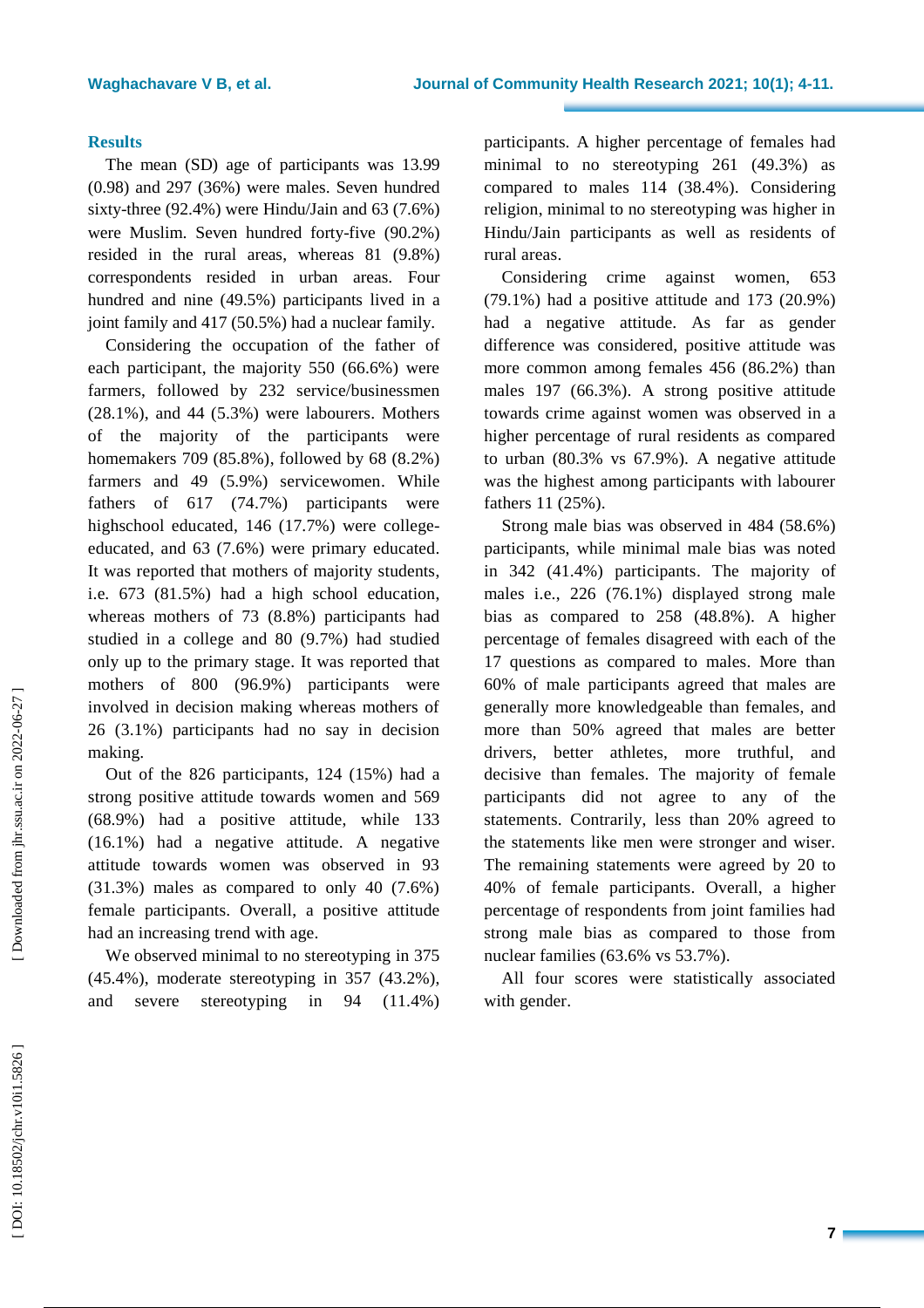## Results

The mean (SD) age of participants was 13.99 (0.98) and 297 (36%) were males. Seven hundred sixty-three (92.4%) were Hindu/Jain and 63 (7.6%) were Muslim. Seven hundred forty-five (90.2%) resided in the rural areas, whereas 81 (9.8%) correspondents resided in urban areas. Four hundred and nine (49.5%) participants lived in a joint family and 417 (50.5%) had a nuclear family.

Considering the occupation of the father of each participant, the majority 550 (66.6%) were farmers, followed by 232 service/businessmen (28.1%), and 44 (5.3%) were labourers. Mothers of the majority of the participants were homemakers 709 (85.8%), followed by 68 (8.2%) farmers and 49 (5.9%) servicewomen. While fathers of 617 (74.7%) participants were highschool educated, 146 (17.7%) were college-educated, and 63 (7.6%) were primary educated. It was reported that mothers of majority students, i.e. 673 (81.5%) had a high school education, whereas mothers of 73 (8.8%) participants had studied in a college and 80 (9.7%) had studied only up to the primary stage. It was reported that mothers of 800 (96.9%) participants were involved in decision making whereas mothers of 26 (3.1%) participants had no say in decision making.

Out of the 826 participants, 124 (15%) had a strong positive attitude towards women and 569 (68.9%) had a positive attitude, while 133 (16.1%) had a negative attitude. A negative attitude towards women was observed in 93 (31.3%) males as compared to only 40 (7.6%) female participants. Overall, a positive attitude had an increasing trend with age.

We observed minimal to no stereotyping in 375 (45.4%), moderate stereotyping in 357 (43.2%), and severe stereotyping in 94 (11.4%) participants. A higher percentage of females had minimal to no stereotyping 261 (49.3%) as compared to males 114 (38.4%). Considering religion, minimal to no stereotyping was higher in Hindu/Jain participants as well as residents of rural areas.

Considering crime against women, 653 (79.1%) had a positive attitude and 173 (20.9%) had a negative attitude. As far as gender difference was considered, positive attitude was more common among females 456 (86.2%) than males 197 (66.3%). A strong positive attitude towards crime against women was observed in a higher percentage of rural residents as compared to urban (80.3% vs 67.9%). A negative attitude was the highest among participants with labourer fathers 11 (25%).

Strong male bias was observed in 484 (58.6%) participants, while minimal male bias was noted in 342 (41.4%) participants. The majority of males i.e., 226 (76.1%) displayed strong male bias as compared to 258 (48.8%). A higher percentage of females disagreed with each of the 17 questions as compared to males. More than 60% of male participants agreed that males are generally more knowledgeable than females, and more than 50% agreed that males are better drivers, better athletes, more truthful, and decisive than females. The majority of female participants did not agree to any of the statements. Contrarily, less than 20% agreed to the statements like men were stronger and wiser. The remaining statements were agreed by 20 to 40% of female participants. Overall, a higher percentage of respondents from joint families had strong male bias as compared to those from nuclear families (63.6% vs 53.7%).

All four scores were statistically associated with gender.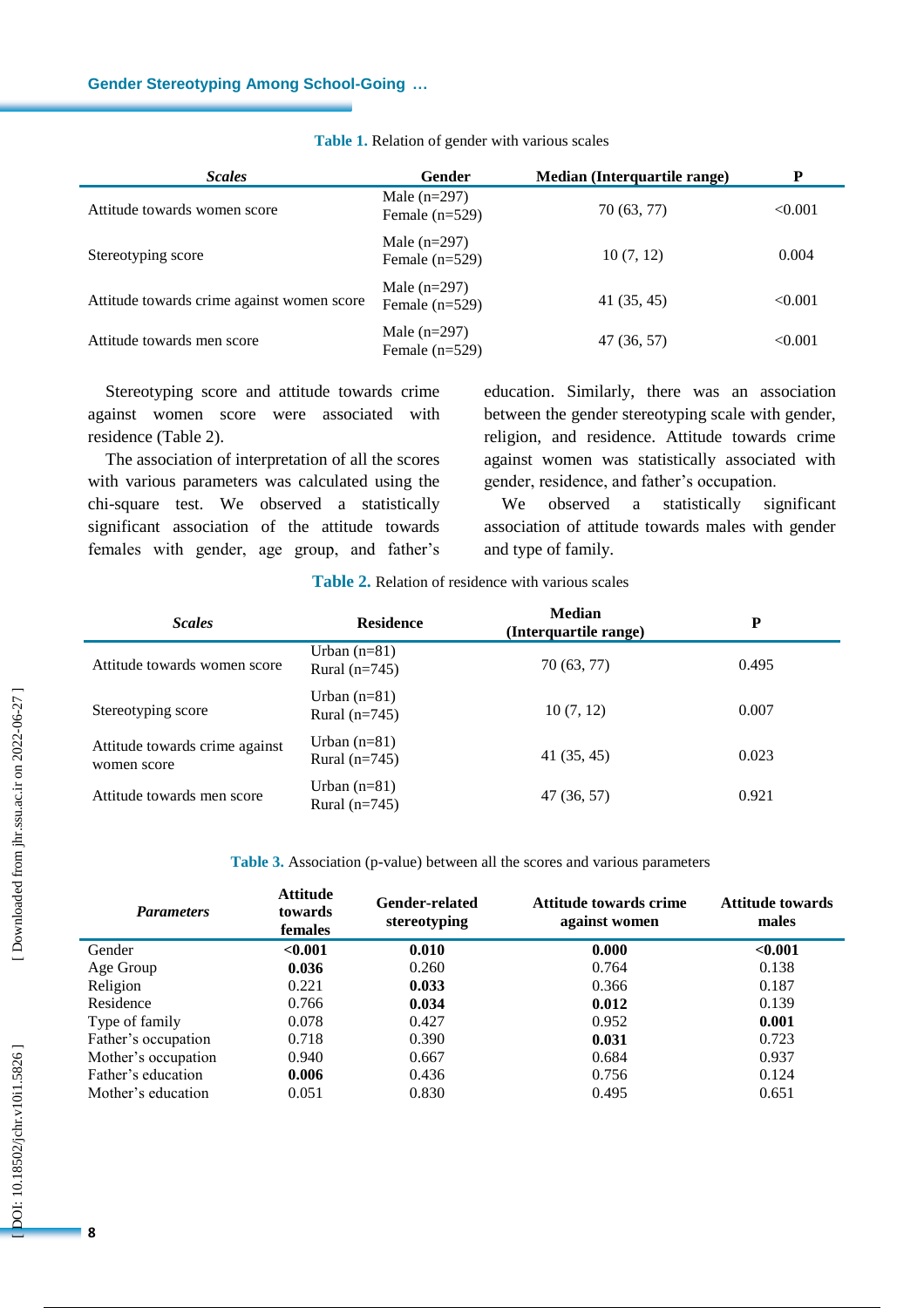**Table 1.** Relation of gender with various scales

| *Scales* | Gender | Median (Interquartile range) | P |
|---|---|---|---|
| Attitude towards women score | Male (n=297)<br>Female (n=529) | 70 (63, 77) | <0.001 |
| Stereotyping score | Male (n=297)<br>Female (n=529) | 10 (7, 12) | 0.004 |
| Attitude towards crime against women score | Male (n=297)<br>Female (n=529) | 41 (35, 45) | <0.001 |
| Attitude towards men score | Male (n=297)<br>Female (n=529) | 47 (36, 57) | <0.001 |

Stereotyping score and attitude towards crime against women score were associated with residence (Table 2).

The association of interpretation of all the scores with various parameters was calculated using the chi-square test. We observed a statistically significant association of the attitude towards females with gender, age group, and father's education. Similarly, there was an association between the gender stereotyping scale with gender, religion, and residence. Attitude towards crime against women was statistically associated with gender, residence, and father's occupation.

We observed a statistically significant association of attitude towards males with gender and type of family.

**Table 2.** Relation of residence with various scales

| *Scales* | Residence | Median (Interquartile range) | P |
|---|---|---|---|
| Attitude towards women score | Urban (n=81)<br>Rural (n=745) | 70 (63, 77) | 0.495 |
| Stereotyping score | Urban (n=81)<br>Rural (n=745) | 10 (7, 12) | 0.007 |
| Attitude towards crime against women score | Urban (n=81)<br>Rural (n=745) | 41 (35, 45) | 0.023 |
| Attitude towards men score | Urban (n=81)<br>Rural (n=745) | 47 (36, 57) | 0.921 |

**Table 3.** Association (p-value) between all the scores and various parameters

| *Parameters* | Attitude towards females | Gender-related stereotyping | Attitude towards crime against women | Attitude towards males |
|---|---|---|---|---|
| Gender | **<0.001** | **0.010** | **0.000** | **<0.001** |
| Age Group | **0.036** | 0.260 | 0.764 | 0.138 |
| Religion | 0.221 | **0.033** | 0.366 | 0.187 |
| Residence | 0.766 | **0.034** | **0.012** | 0.139 |
| Type of family | 0.078 | 0.427 | 0.952 | **0.001** |
| Father's occupation | 0.718 | 0.390 | **0.031** | 0.723 |
| Mother's occupation | 0.940 | 0.667 | 0.684 | 0.937 |
| Father's education | **0.006** | 0.436 | 0.756 | 0.124 |
| Mother's education | 0.051 | 0.830 | 0.495 | 0.651 |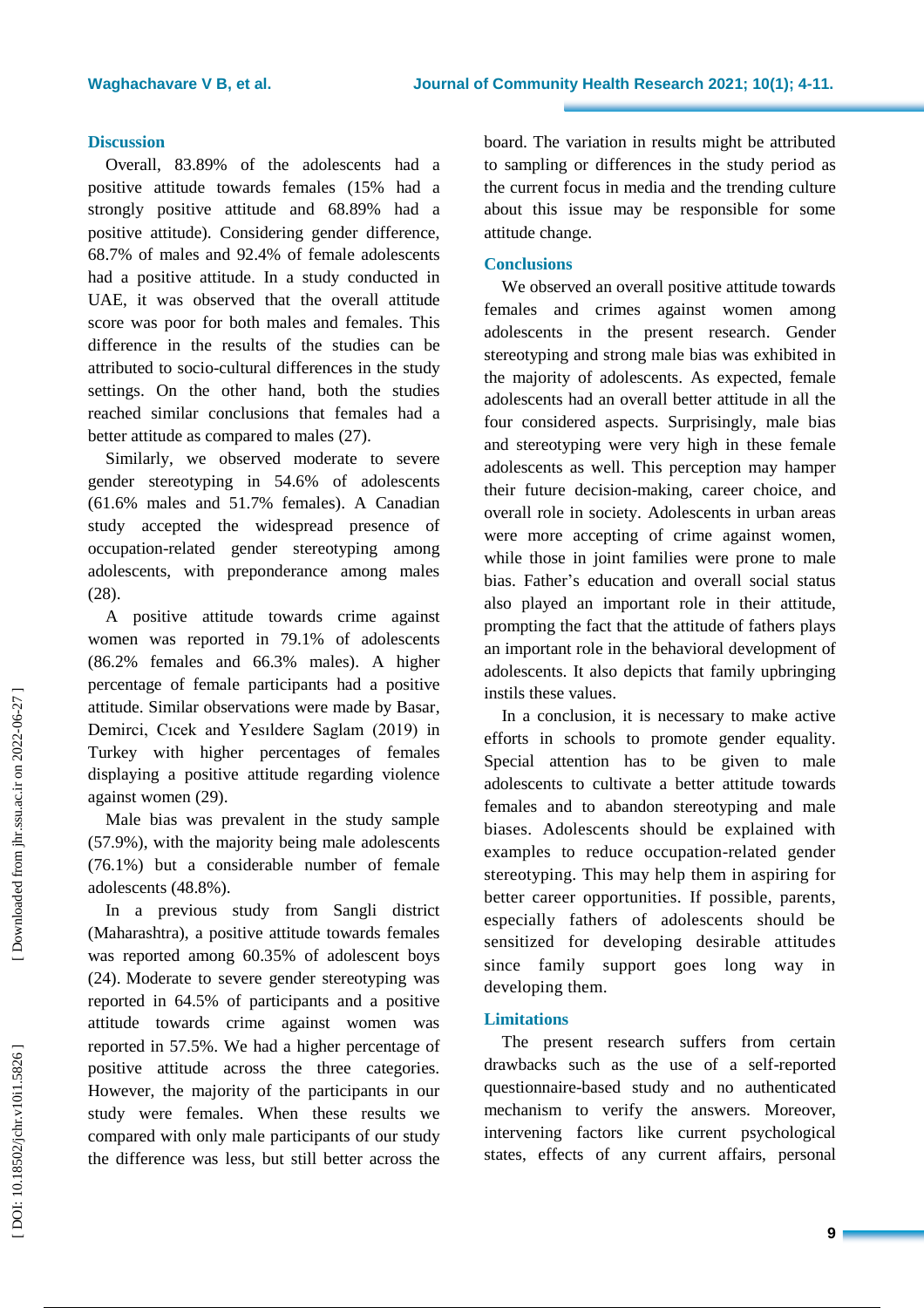## Discussion

Overall, 83.89% of the adolescents had a positive attitude towards females (15% had a strongly positive attitude and 68.89% had a positive attitude). Considering gender difference, 68.7% of males and 92.4% of female adolescents had a positive attitude. In a study conducted in UAE, it was observed that the overall attitude score was poor for both males and females. This difference in the results of the studies can be attributed to socio-cultural differences in the study settings. On the other hand, both the studies reached similar conclusions that females had a better attitude as compared to males (27).

Similarly, we observed moderate to severe gender stereotyping in 54.6% of adolescents (61.6% males and 51.7% females). A Canadian study accepted the widespread presence of occupation-related gender stereotyping among adolescents, with preponderance among males (28).

A positive attitude towards crime against women was reported in 79.1% of adolescents (86.2% females and 66.3% males). A higher percentage of female participants had a positive attitude. Similar observations were made by Basar, Demirci, Cıcek and Yesıldere Saglam (2019) in Turkey with higher percentages of females displaying a positive attitude regarding violence against women (29).

Male bias was prevalent in the study sample (57.9%), with the majority being male adolescents (76.1%) but a considerable number of female adolescents (48.8%).

In a previous study from Sangli district (Maharashtra), a positive attitude towards females was reported among 60.35% of adolescent boys (24). Moderate to severe gender stereotyping was reported in 64.5% of participants and a positive attitude towards crime against women was reported in 57.5%. We had a higher percentage of positive attitude across the three categories. However, the majority of the participants in our study were females. When these results we compared with only male participants of our study the difference was less, but still better across the board. The variation in results might be attributed to sampling or differences in the study period as the current focus in media and the trending culture about this issue may be responsible for some attitude change.

## Conclusions

We observed an overall positive attitude towards females and crimes against women among adolescents in the present research. Gender stereotyping and strong male bias was exhibited in the majority of adolescents. As expected, female adolescents had an overall better attitude in all the four considered aspects. Surprisingly, male bias and stereotyping were very high in these female adolescents as well. This perception may hamper their future decision-making, career choice, and overall role in society. Adolescents in urban areas were more accepting of crime against women, while those in joint families were prone to male bias. Father's education and overall social status also played an important role in their attitude, prompting the fact that the attitude of fathers plays an important role in the behavioral development of adolescents. It also depicts that family upbringing instils these values.

In a conclusion, it is necessary to make active efforts in schools to promote gender equality. Special attention has to be given to male adolescents to cultivate a better attitude towards females and to abandon stereotyping and male biases. Adolescents should be explained with examples to reduce occupation-related gender stereotyping. This may help them in aspiring for better career opportunities. If possible, parents, especially fathers of adolescents should be sensitized for developing desirable attitudes since family support goes long way in developing them.

## Limitations

The present research suffers from certain drawbacks such as the use of a self-reported questionnaire-based study and no authenticated mechanism to verify the answers. Moreover, intervening factors like current psychological states, effects of any current affairs, personal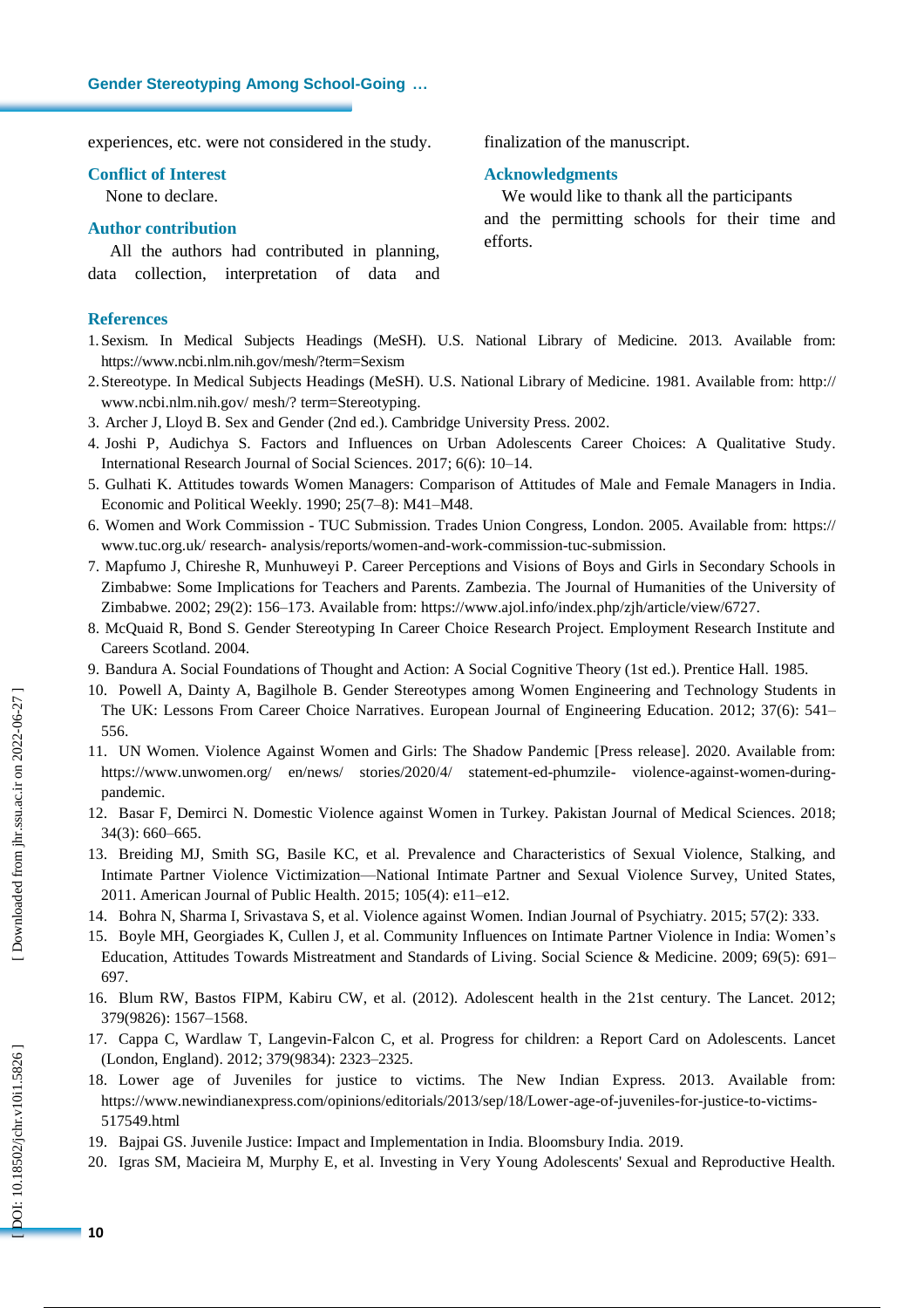experiences, etc. were not considered in the study.

## Conflict of Interest

None to declare.

## Author contribution

All the authors had contributed in planning, data collection, interpretation of data and finalization of the manuscript.

## Acknowledgments

We would like to thank all the participants and the permitting schools for their time and efforts.

## References

1. Sexism. In Medical Subjects Headings (MeSH). U.S. National Library of Medicine. 2013. Available from: https://www.ncbi.nlm.nih.gov/mesh/?term=Sexism
2. Stereotype. In Medical Subjects Headings (MeSH). U.S. National Library of Medicine. 1981. Available from: http:// www.ncbi.nlm.nih.gov/ mesh/? term=Stereotyping.
3. Archer J, Lloyd B. Sex and Gender (2nd ed.). Cambridge University Press. 2002.
4. Joshi P, Audichya S. Factors and Influences on Urban Adolescents Career Choices: A Qualitative Study. International Research Journal of Social Sciences. 2017; 6(6): 10–14.
5. Gulhati K. Attitudes towards Women Managers: Comparison of Attitudes of Male and Female Managers in India. Economic and Political Weekly. 1990; 25(7–8): M41–M48.
6. Women and Work Commission - TUC Submission. Trades Union Congress, London. 2005. Available from: https:// www.tuc.org.uk/ research- analysis/reports/women-and-work-commission-tuc-submission.
7. Mapfumo J, Chireshe R, Munhuweyi P. Career Perceptions and Visions of Boys and Girls in Secondary Schools in Zimbabwe: Some Implications for Teachers and Parents. Zambezia. The Journal of Humanities of the University of Zimbabwe. 2002; 29(2): 156–173. Available from: https://www.ajol.info/index.php/zjh/article/view/6727.
8. McQuaid R, Bond S. Gender Stereotyping In Career Choice Research Project. Employment Research Institute and Careers Scotland. 2004.
9. Bandura A. Social Foundations of Thought and Action: A Social Cognitive Theory (1st ed.). Prentice Hall. 1985.
10. Powell A, Dainty A, Bagilhole B. Gender Stereotypes among Women Engineering and Technology Students in The UK: Lessons From Career Choice Narratives. European Journal of Engineering Education. 2012; 37(6): 541–556.
11. UN Women. Violence Against Women and Girls: The Shadow Pandemic [Press release]. 2020. Available from: https://www.unwomen.org/ en/news/ stories/2020/4/ statement-ed-phumzile- violence-against-women-during-pandemic.
12. Basar F, Demirci N. Domestic Violence against Women in Turkey. Pakistan Journal of Medical Sciences. 2018; 34(3): 660–665.
13. Breiding MJ, Smith SG, Basile KC, et al. Prevalence and Characteristics of Sexual Violence, Stalking, and Intimate Partner Violence Victimization—National Intimate Partner and Sexual Violence Survey, United States, 2011. American Journal of Public Health. 2015; 105(4): e11–e12.
14. Bohra N, Sharma I, Srivastava S, et al. Violence against Women. Indian Journal of Psychiatry. 2015; 57(2): 333.
15. Boyle MH, Georgiades K, Cullen J, et al. Community Influences on Intimate Partner Violence in India: Women's Education, Attitudes Towards Mistreatment and Standards of Living. Social Science & Medicine. 2009; 69(5): 691–697.
16. Blum RW, Bastos FIPM, Kabiru CW, et al. (2012). Adolescent health in the 21st century. The Lancet. 2012; 379(9826): 1567–1568.
17. Cappa C, Wardlaw T, Langevin-Falcon C, et al. Progress for children: a Report Card on Adolescents. Lancet (London, England). 2012; 379(9834): 2323–2325.
18. Lower age of Juveniles for justice to victims. The New Indian Express. 2013. Available from: https://www.newindianexpress.com/opinions/editorials/2013/sep/18/Lower-age-of-juveniles-for-justice-to-victims-517549.html
19. Bajpai GS. Juvenile Justice: Impact and Implementation in India. Bloomsbury India. 2019.
20. Igras SM, Macieira M, Murphy E, et al. Investing in Very Young Adolescents' Sexual and Reproductive Health.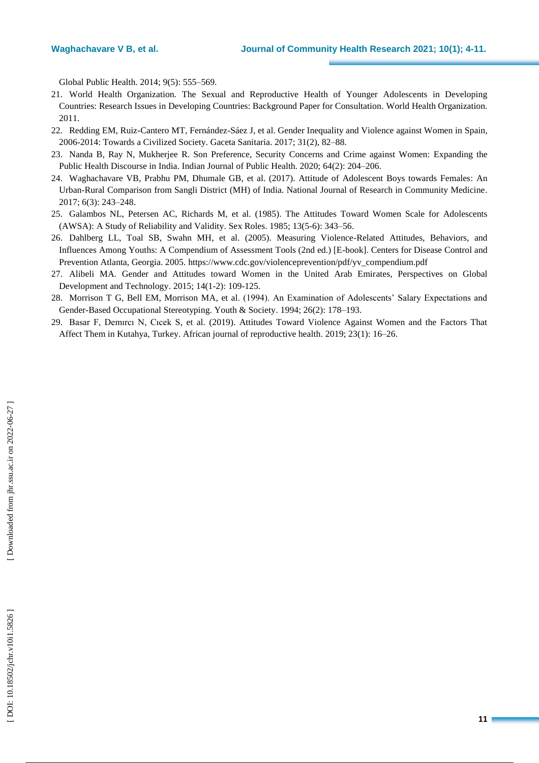Global Public Health. 2014; 9(5): 555–569.

21. World Health Organization. The Sexual and Reproductive Health of Younger Adolescents in Developing Countries: Research Issues in Developing Countries: Background Paper for Consultation. World Health Organization. 2011.
22. Redding EM, Ruiz-Cantero MT, Fernández-Sáez J, et al. Gender Inequality and Violence against Women in Spain, 2006-2014: Towards a Civilized Society. Gaceta Sanitaria. 2017; 31(2), 82–88.
23. Nanda B, Ray N, Mukherjee R. Son Preference, Security Concerns and Crime against Women: Expanding the Public Health Discourse in India. Indian Journal of Public Health. 2020; 64(2): 204–206.
24. Waghachavare VB, Prabhu PM, Dhumale GB, et al. (2017). Attitude of Adolescent Boys towards Females: An Urban-Rural Comparison from Sangli District (MH) of India. National Journal of Research in Community Medicine. 2017; 6(3): 243–248.
25. Galambos NL, Petersen AC, Richards M, et al. (1985). The Attitudes Toward Women Scale for Adolescents (AWSA): A Study of Reliability and Validity. Sex Roles. 1985; 13(5-6): 343–56.
26. Dahlberg LL, Toal SB, Swahn MH, et al. (2005). Measuring Violence-Related Attitudes, Behaviors, and Influences Among Youths: A Compendium of Assessment Tools (2nd ed.) [E-book]. Centers for Disease Control and Prevention Atlanta, Georgia. 2005. https://www.cdc.gov/violenceprevention/pdf/yv_compendium.pdf
27. Alibeli MA. Gender and Attitudes toward Women in the United Arab Emirates, Perspectives on Global Development and Technology. 2015; 14(1-2): 109-125.
28. Morrison T G, Bell EM, Morrison MA, et al. (1994). An Examination of Adolescents' Salary Expectations and Gender-Based Occupational Stereotyping. Youth & Society. 1994; 26(2): 178–193.
29. Basar F, Demırcı N, Cıcek S, et al. (2019). Attitudes Toward Violence Against Women and the Factors That Affect Them in Kutahya, Turkey. African journal of reproductive health. 2019; 23(1): 16–26.